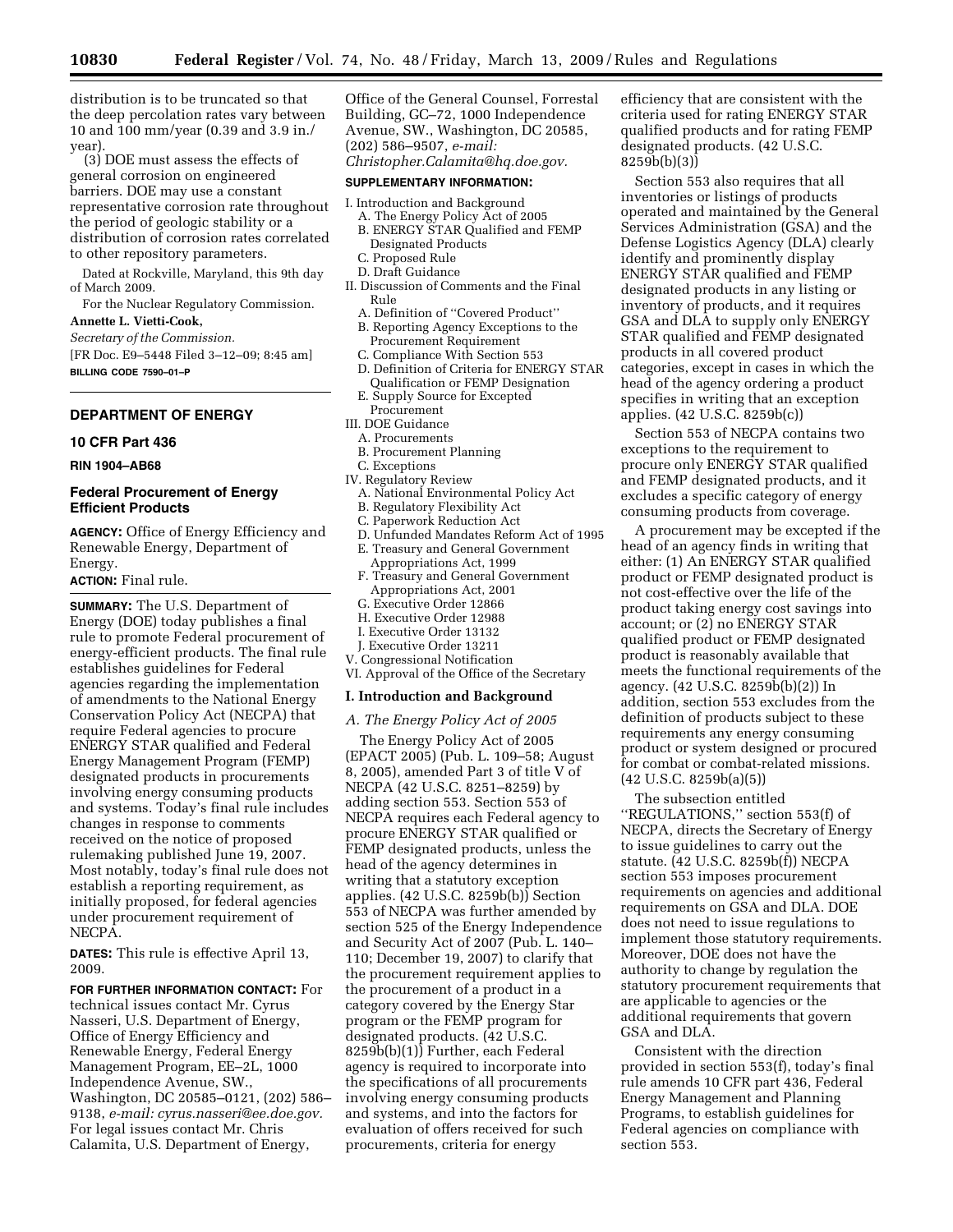distribution is to be truncated so that the deep percolation rates vary between 10 and 100 mm/year (0.39 and 3.9 in./year).

(3) DOE must assess the effects of general corrosion on engineered barriers. DOE may use a constant representative corrosion rate throughout the period of geologic stability or a distribution of corrosion rates correlated to other repository parameters.

Dated at Rockville, Maryland, this 9th day of March 2009.

For the Nuclear Regulatory Commission.

**Annette L. Vietti-Cook,**

*Secretary of the Commission.*

[FR Doc. E9–5448 Filed 3–12–09; 8:45 am]

**BILLING CODE 7590–01–P**

## DEPARTMENT OF ENERGY

### 10 CFR Part 436

**RIN 1904–AB68**

### Federal Procurement of Energy Efficient Products

**AGENCY:** Office of Energy Efficiency and Renewable Energy, Department of Energy.

**ACTION:** Final rule.

**SUMMARY:** The U.S. Department of Energy (DOE) today publishes a final rule to promote Federal procurement of energy-efficient products. The final rule establishes guidelines for Federal agencies regarding the implementation of amendments to the National Energy Conservation Policy Act (NECPA) that require Federal agencies to procure ENERGY STAR qualified and Federal Energy Management Program (FEMP) designated products in procurements involving energy consuming products and systems. Today's final rule includes changes in response to comments received on the notice of proposed rulemaking published June 19, 2007. Most notably, today's final rule does not establish a reporting requirement, as initially proposed, for federal agencies under procurement requirement of NECPA.

**DATES:** This rule is effective April 13, 2009.

**FOR FURTHER INFORMATION CONTACT:** For technical issues contact Mr. Cyrus Nasseri, U.S. Department of Energy, Office of Energy Efficiency and Renewable Energy, Federal Energy Management Program, EE–2L, 1000 Independence Avenue, SW., Washington, DC 20585–0121, (202) 586–9138, *e-mail: cyrus.nasseri@ee.doe.gov.* For legal issues contact Mr. Chris Calamita, U.S. Department of Energy, Office of the General Counsel, Forrestal Building, GC–72, 1000 Independence Avenue, SW., Washington, DC 20585, (202) 586–9507, *e-mail: Christopher.Calamita@hq.doe.gov.*

**SUPPLEMENTARY INFORMATION:**

I. Introduction and Background
- A. The Energy Policy Act of 2005
- B. ENERGY STAR Qualified and FEMP Designated Products
- C. Proposed Rule
- D. Draft Guidance

II. Discussion of Comments and the Final Rule
- A. Definition of "Covered Product"
- B. Reporting Agency Exceptions to the Procurement Requirement
- C. Compliance With Section 553
- D. Definition of Criteria for ENERGY STAR Qualification or FEMP Designation
- E. Supply Source for Excepted Procurement

III. DOE Guidance
- A. Procurements
- B. Procurement Planning
- C. Exceptions

IV. Regulatory Review
- A. National Environmental Policy Act
- B. Regulatory Flexibility Act
- C. Paperwork Reduction Act
- D. Unfunded Mandates Reform Act of 1995
- E. Treasury and General Government Appropriations Act, 1999
- F. Treasury and General Government Appropriations Act, 2001
- G. Executive Order 12866
- H. Executive Order 12988
- I. Executive Order 13132
- J. Executive Order 13211

V. Congressional Notification

VI. Approval of the Office of the Secretary

## I. Introduction and Background

### *A. The Energy Policy Act of 2005*

The Energy Policy Act of 2005 (EPACT 2005) (Pub. L. 109–58; August 8, 2005), amended Part 3 of title V of NECPA (42 U.S.C. 8251–8259) by adding section 553. Section 553 of NECPA requires each Federal agency to procure ENERGY STAR qualified or FEMP designated products, unless the head of the agency determines in writing that a statutory exception applies. (42 U.S.C. 8259b(b)) Section 553 of NECPA was further amended by section 525 of the Energy Independence and Security Act of 2007 (Pub. L. 140–110; December 19, 2007) to clarify that the procurement requirement applies to the procurement of a product in a category covered by the Energy Star program or the FEMP program for designated products. (42 U.S.C. 8259b(b)(1)) Further, each Federal agency is required to incorporate into the specifications of all procurements involving energy consuming products and systems, and into the factors for evaluation of offers received for such procurements, criteria for energy efficiency that are consistent with the criteria used for rating ENERGY STAR qualified products and for rating FEMP designated products. (42 U.S.C. 8259b(b)(3))

Section 553 also requires that all inventories or listings of products operated and maintained by the General Services Administration (GSA) and the Defense Logistics Agency (DLA) clearly identify and prominently display ENERGY STAR qualified and FEMP designated products in any listing or inventory of products, and it requires GSA and DLA to supply only ENERGY STAR qualified and FEMP designated products in all covered product categories, except in cases in which the head of the agency ordering a product specifies in writing that an exception applies. (42 U.S.C. 8259b(c))

Section 553 of NECPA contains two exceptions to the requirement to procure only ENERGY STAR qualified and FEMP designated products, and it excludes a specific category of energy consuming products from coverage.

A procurement may be excepted if the head of an agency finds in writing that either: (1) An ENERGY STAR qualified product or FEMP designated product is not cost-effective over the life of the product taking energy cost savings into account; or (2) no ENERGY STAR qualified product or FEMP designated product is reasonably available that meets the functional requirements of the agency. (42 U.S.C. 8259b(b)(2)) In addition, section 553 excludes from the definition of products subject to these requirements any energy consuming product or system designed or procured for combat or combat-related missions. (42 U.S.C. 8259b(a)(5))

The subsection entitled "REGULATIONS," section 553(f) of NECPA, directs the Secretary of Energy to issue guidelines to carry out the statute. (42 U.S.C. 8259b(f)) NECPA section 553 imposes procurement requirements on agencies and additional requirements on GSA and DLA. DOE does not need to issue regulations to implement those statutory requirements. Moreover, DOE does not have the authority to change by regulation the statutory procurement requirements that are applicable to agencies or the additional requirements that govern GSA and DLA.

Consistent with the direction provided in section 553(f), today's final rule amends 10 CFR part 436, Federal Energy Management and Planning Programs, to establish guidelines for Federal agencies on compliance with section 553.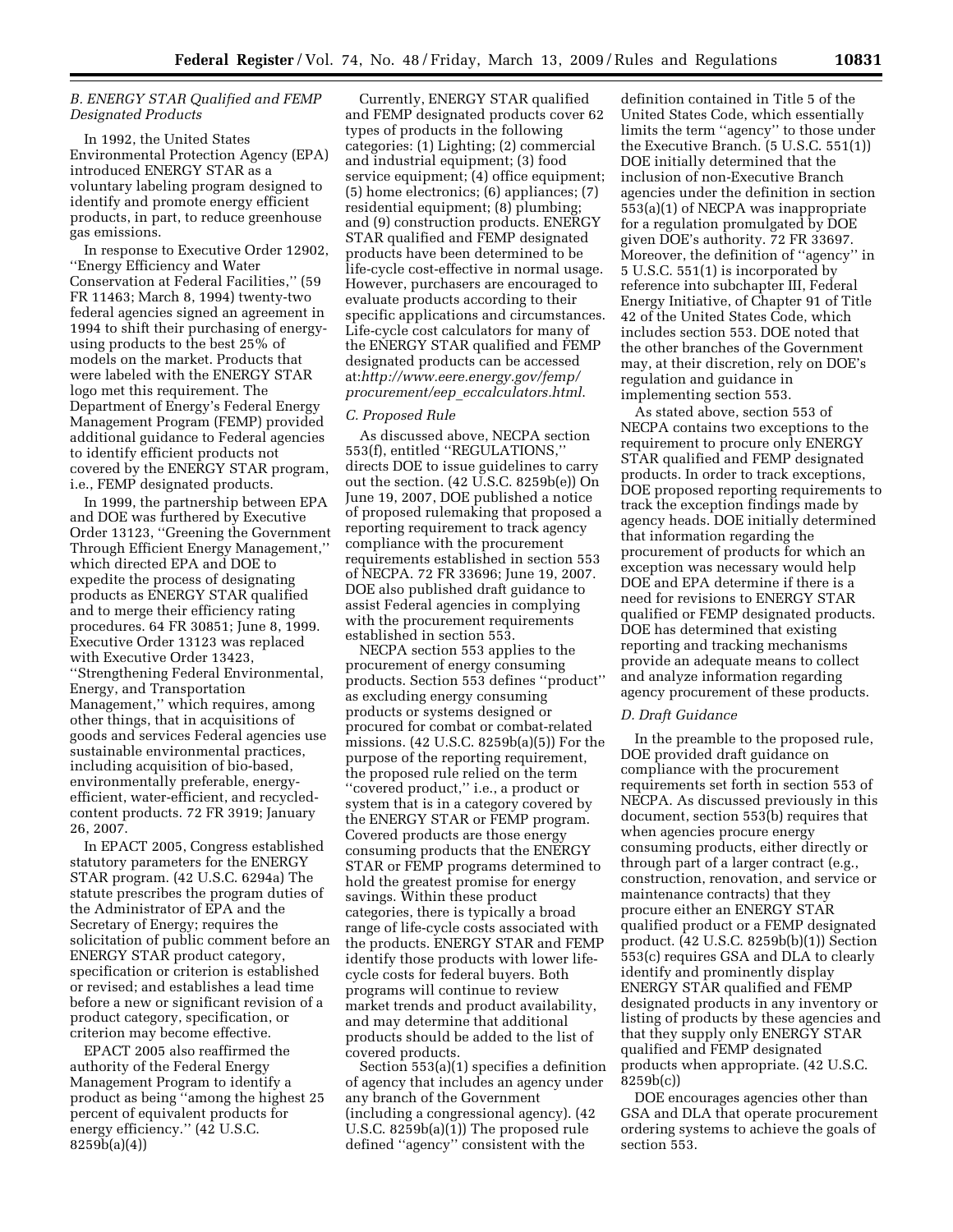### B. ENERGY STAR Qualified and FEMP Designated Products

In 1992, the United States Environmental Protection Agency (EPA) introduced ENERGY STAR as a voluntary labeling program designed to identify and promote energy efficient products, in part, to reduce greenhouse gas emissions.

In response to Executive Order 12902, ''Energy Efficiency and Water Conservation at Federal Facilities,'' (59 FR 11463; March 8, 1994) twenty-two federal agencies signed an agreement in 1994 to shift their purchasing of energy-using products to the best 25% of models on the market. Products that were labeled with the ENERGY STAR logo met this requirement. The Department of Energy's Federal Energy Management Program (FEMP) provided additional guidance to Federal agencies to identify efficient products not covered by the ENERGY STAR program, i.e., FEMP designated products.

In 1999, the partnership between EPA and DOE was furthered by Executive Order 13123, ''Greening the Government Through Efficient Energy Management,'' which directed EPA and DOE to expedite the process of designating products as ENERGY STAR qualified and to merge their efficiency rating procedures. 64 FR 30851; June 8, 1999. Executive Order 13123 was replaced with Executive Order 13423, ''Strengthening Federal Environmental, Energy, and Transportation Management,'' which requires, among other things, that in acquisitions of goods and services Federal agencies use sustainable environmental practices, including acquisition of bio-based, environmentally preferable, energy-efficient, water-efficient, and recycled-content products. 72 FR 3919; January 26, 2007.

In EPACT 2005, Congress established statutory parameters for the ENERGY STAR program. (42 U.S.C. 6294a) The statute prescribes the program duties of the Administrator of EPA and the Secretary of Energy; requires the solicitation of public comment before an ENERGY STAR product category, specification or criterion is established or revised; and establishes a lead time before a new or significant revision of a product category, specification, or criterion may become effective.

EPACT 2005 also reaffirmed the authority of the Federal Energy Management Program to identify a product as being ''among the highest 25 percent of equivalent products for energy efficiency.'' (42 U.S.C. 8259b(a)(4))

Currently, ENERGY STAR qualified and FEMP designated products cover 62 types of products in the following categories: (1) Lighting; (2) commercial and industrial equipment; (3) food service equipment; (4) office equipment; (5) home electronics; (6) appliances; (7) residential equipment; (8) plumbing; and (9) construction products. ENERGY STAR qualified and FEMP designated products have been determined to be life-cycle cost-effective in normal usage. However, purchasers are encouraged to evaluate products according to their specific applications and circumstances. Life-cycle cost calculators for many of the ENERGY STAR qualified and FEMP designated products can be accessed at:*http://www.eere.energy.gov/femp/procurement/eep_eccalculators.html*.

### C. Proposed Rule

As discussed above, NECPA section 553(f), entitled ''REGULATIONS,'' directs DOE to issue guidelines to carry out the section. (42 U.S.C. 8259b(e)) On June 19, 2007, DOE published a notice of proposed rulemaking that proposed a reporting requirement to track agency compliance with the procurement requirements established in section 553 of NECPA. 72 FR 33696; June 19, 2007. DOE also published draft guidance to assist Federal agencies in complying with the procurement requirements established in section 553.

NECPA section 553 applies to the procurement of energy consuming products. Section 553 defines ''product'' as excluding energy consuming products or systems designed or procured for combat or combat-related missions. (42 U.S.C. 8259b(a)(5)) For the purpose of the reporting requirement, the proposed rule relied on the term ''covered product,'' i.e., a product or system that is in a category covered by the ENERGY STAR or FEMP program. Covered products are those energy consuming products that the ENERGY STAR or FEMP programs determined to hold the greatest promise for energy savings. Within these product categories, there is typically a broad range of life-cycle costs associated with the products. ENERGY STAR and FEMP identify those products with lower life-cycle costs for federal buyers. Both programs will continue to review market trends and product availability, and may determine that additional products should be added to the list of covered products.

Section 553(a)(1) specifies a definition of agency that includes an agency under any branch of the Government (including a congressional agency). (42 U.S.C. 8259b(a)(1)) The proposed rule defined ''agency'' consistent with the definition contained in Title 5 of the United States Code, which essentially limits the term ''agency'' to those under the Executive Branch. (5 U.S.C. 551(1)) DOE initially determined that the inclusion of non-Executive Branch agencies under the definition in section 553(a)(1) of NECPA was inappropriate for a regulation promulgated by DOE given DOE's authority. 72 FR 33697. Moreover, the definition of ''agency'' in 5 U.S.C. 551(1) is incorporated by reference into subchapter III, Federal Energy Initiative, of Chapter 91 of Title 42 of the United States Code, which includes section 553. DOE noted that the other branches of the Government may, at their discretion, rely on DOE's regulation and guidance in implementing section 553.

As stated above, section 553 of NECPA contains two exceptions to the requirement to procure only ENERGY STAR qualified and FEMP designated products. In order to track exceptions, DOE proposed reporting requirements to track the exception findings made by agency heads. DOE initially determined that information regarding the procurement of products for which an exception was necessary would help DOE and EPA determine if there is a need for revisions to ENERGY STAR qualified or FEMP designated products. DOE has determined that existing reporting and tracking mechanisms provide an adequate means to collect and analyze information regarding agency procurement of these products.

### D. Draft Guidance

In the preamble to the proposed rule, DOE provided draft guidance on compliance with the procurement requirements set forth in section 553 of NECPA. As discussed previously in this document, section 553(b) requires that when agencies procure energy consuming products, either directly or through part of a larger contract (e.g., construction, renovation, and service or maintenance contracts) that they procure either an ENERGY STAR qualified product or a FEMP designated product. (42 U.S.C. 8259b(b)(1)) Section 553(c) requires GSA and DLA to clearly identify and prominently display ENERGY STAR qualified and FEMP designated products in any inventory or listing of products by these agencies and that they supply only ENERGY STAR qualified and FEMP designated products when appropriate. (42 U.S.C. 8259b(c))

DOE encourages agencies other than GSA and DLA that operate procurement ordering systems to achieve the goals of section 553.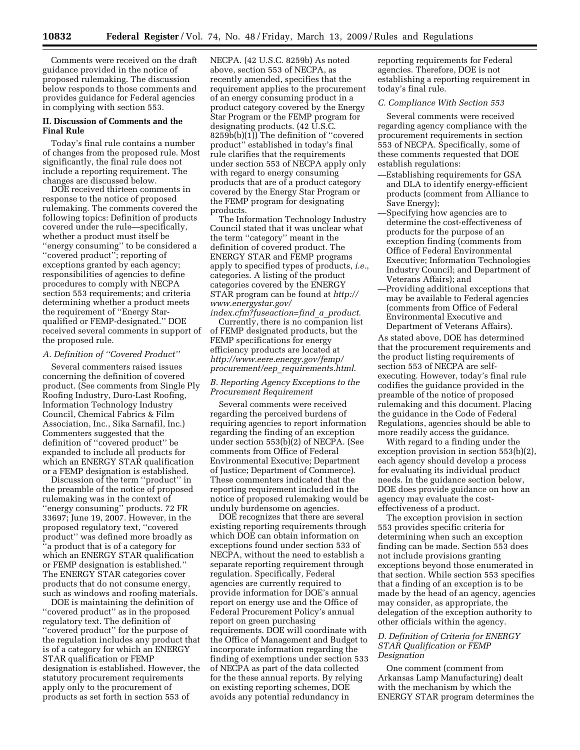Comments were received on the draft guidance provided in the notice of proposed rulemaking. The discussion below responds to those comments and provides guidance for Federal agencies in complying with section 553.

## II. Discussion of Comments and the Final Rule

Today's final rule contains a number of changes from the proposed rule. Most significantly, the final rule does not include a reporting requirement. The changes are discussed below.

DOE received thirteen comments in response to the notice of proposed rulemaking. The comments covered the following topics: Definition of products covered under the rule—specifically, whether a product must itself be ''energy consuming'' to be considered a ''covered product''; reporting of exceptions granted by each agency; responsibilities of agencies to define procedures to comply with NECPA section 553 requirements; and criteria determining whether a product meets the requirement of ''Energy Star-qualified or FEMP-designated.'' DOE received several comments in support of the proposed rule.

### *A. Definition of ''Covered Product''*

Several commenters raised issues concerning the definition of covered product. (See comments from Single Ply Roofing Industry, Duro-Last Roofing, Information Technology Industry Council, Chemical Fabrics & Film Association, Inc., Sika Sarnafil, Inc.) Commenters suggested that the definition of ''covered product'' be expanded to include all products for which an ENERGY STAR qualification or a FEMP designation is established.

Discussion of the term ''product'' in the preamble of the notice of proposed rulemaking was in the context of ''energy consuming'' products. 72 FR 33697; June 19, 2007. However, in the proposed regulatory text, ''covered product'' was defined more broadly as ''a product that is of a category for which an ENERGY STAR qualification or FEMP designation is established.'' The ENERGY STAR categories cover products that do not consume energy, such as windows and roofing materials.

DOE is maintaining the definition of ''covered product'' as in the proposed regulatory text. The definition of ''covered product'' for the purpose of the regulation includes any product that is of a category for which an ENERGY STAR qualification or FEMP designation is established. However, the statutory procurement requirements apply only to the procurement of products as set forth in section 553 of NECPA. (42 U.S.C. 8259b) As noted above, section 553 of NECPA, as recently amended, specifies that the requirement applies to the procurement of an energy consuming product in a product category covered by the Energy Star Program or the FEMP program for designating products. (42 U.S.C. 8259b(b)(1)) The definition of ''covered product'' established in today's final rule clarifies that the requirements under section 553 of NECPA apply only with regard to energy consuming products that are of a product category covered by the Energy Star Program or the FEMP program for designating products.

The Information Technology Industry Council stated that it was unclear what the term ''category'' meant in the definition of covered product. The ENERGY STAR and FEMP programs apply to specified types of products, *i.e.*, categories. A listing of the product categories covered by the ENERGY STAR program can be found at *http://www.energystar.gov/index.cfm?fuseaction=find_a_product*.

Currently, there is no companion list of FEMP designated products, but the FEMP specifications for energy efficiency products are located at *http://www.eere.energy.gov/femp/procurement/eep_requirements.html*.

### *B. Reporting Agency Exceptions to the Procurement Requirement*

Several comments were received regarding the perceived burdens of requiring agencies to report information regarding the finding of an exception under section 553(b)(2) of NECPA. (See comments from Office of Federal Environmental Executive; Department of Justice; Department of Commerce). These commenters indicated that the reporting requirement included in the notice of proposed rulemaking would be unduly burdensome on agencies.

DOE recognizes that there are several existing reporting requirements through which DOE can obtain information on exceptions found under section 533 of NECPA, without the need to establish a separate reporting requirement through regulation. Specifically, Federal agencies are currently required to provide information for DOE's annual report on energy use and the Office of Federal Procurement Policy's annual report on green purchasing requirements. DOE will coordinate with the Office of Management and Budget to incorporate information regarding the finding of exemptions under section 533 of NECPA as part of the data collected for the these annual reports. By relying on existing reporting schemes, DOE avoids any potential redundancy in reporting requirements for Federal agencies. Therefore, DOE is not establishing a reporting requirement in today's final rule.

### *C. Compliance With Section 553*

Several comments were received regarding agency compliance with the procurement requirements in section 553 of NECPA. Specifically, some of these comments requested that DOE establish regulations:

—Establishing requirements for GSA and DLA to identify energy-efficient products (comment from Alliance to Save Energy);

—Specifying how agencies are to determine the cost-effectiveness of products for the purpose of an exception finding (comments from Office of Federal Environmental Executive; Information Technologies Industry Council; and Department of Veterans Affairs); and

—Providing additional exceptions that may be available to Federal agencies (comments from Office of Federal Environmental Executive and Department of Veterans Affairs).

As stated above, DOE has determined that the procurement requirements and the product listing requirements of section 553 of NECPA are self-executing. However, today's final rule codifies the guidance provided in the preamble of the notice of proposed rulemaking and this document. Placing the guidance in the Code of Federal Regulations, agencies should be able to more readily access the guidance.

With regard to a finding under the exception provision in section 553(b)(2), each agency should develop a process for evaluating its individual product needs. In the guidance section below, DOE does provide guidance on how an agency may evaluate the cost-effectiveness of a product.

The exception provision in section 553 provides specific criteria for determining when such an exception finding can be made. Section 553 does not include provisions granting exceptions beyond those enumerated in that section. While section 553 specifies that a finding of an exception is to be made by the head of an agency, agencies may consider, as appropriate, the delegation of the exception authority to other officials within the agency.

### *D. Definition of Criteria for ENERGY STAR Qualification or FEMP Designation*

One comment (comment from Arkansas Lamp Manufacturing) dealt with the mechanism by which the ENERGY STAR program determines the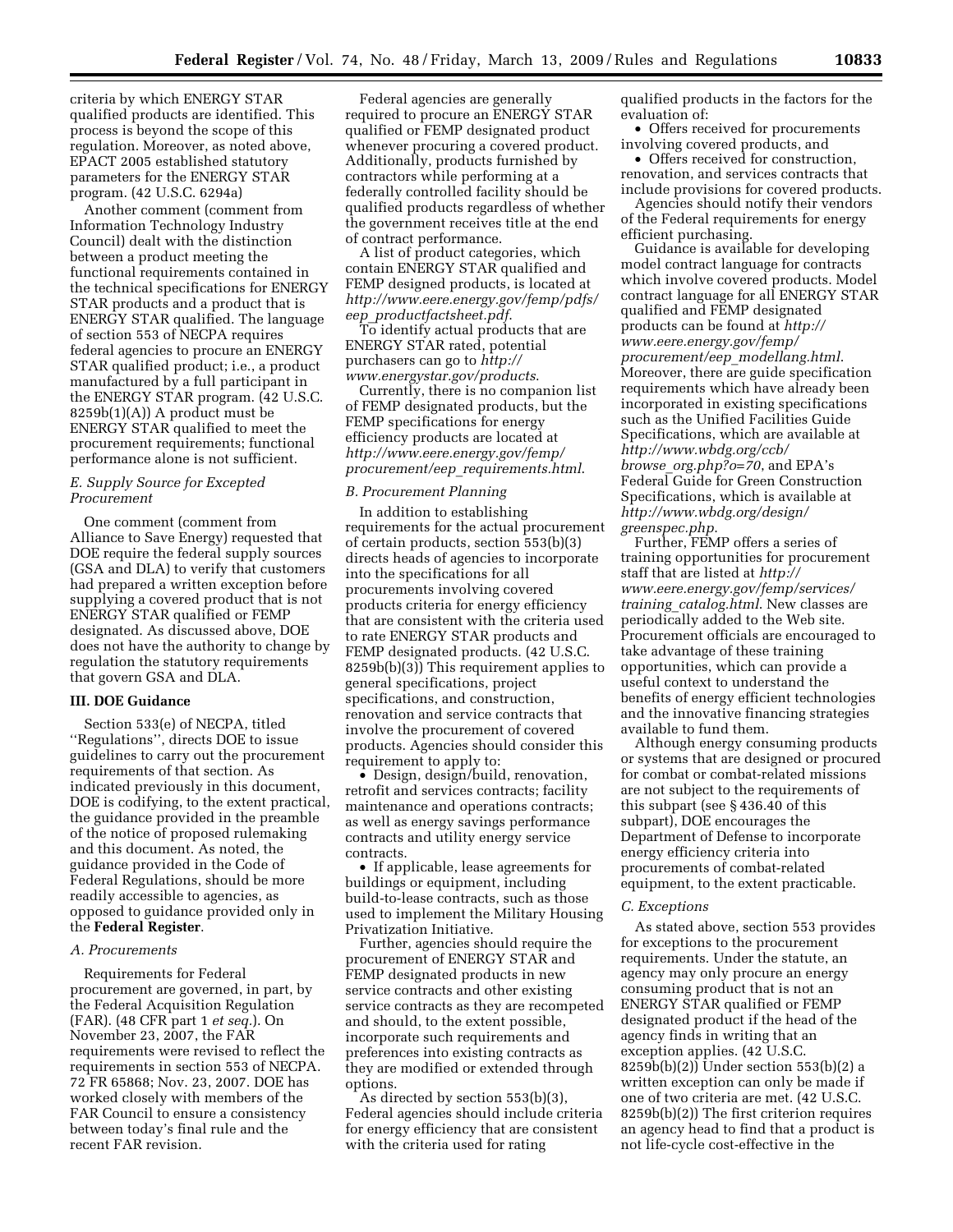criteria by which ENERGY STAR qualified products are identified. This process is beyond the scope of this regulation. Moreover, as noted above, EPACT 2005 established statutory parameters for the ENERGY STAR program. (42 U.S.C. 6294a)

Another comment (comment from Information Technology Industry Council) dealt with the distinction between a product meeting the functional requirements contained in the technical specifications for ENERGY STAR products and a product that is ENERGY STAR qualified. The language of section 553 of NECPA requires federal agencies to procure an ENERGY STAR qualified product; i.e., a product manufactured by a full participant in the ENERGY STAR program. (42 U.S.C. 8259b(1)(A)) A product must be ENERGY STAR qualified to meet the procurement requirements; functional performance alone is not sufficient.

### *E. Supply Source for Excepted Procurement*

One comment (comment from Alliance to Save Energy) requested that DOE require the federal supply sources (GSA and DLA) to verify that customers had prepared a written exception before supplying a covered product that is not ENERGY STAR qualified or FEMP designated. As discussed above, DOE does not have the authority to change by regulation the statutory requirements that govern GSA and DLA.

## III. DOE Guidance

Section 533(e) of NECPA, titled ''Regulations'', directs DOE to issue guidelines to carry out the procurement requirements of that section. As indicated previously in this document, DOE is codifying, to the extent practical, the guidance provided in the preamble of the notice of proposed rulemaking and this document. As noted, the guidance provided in the Code of Federal Regulations, should be more readily accessible to agencies, as opposed to guidance provided only in the **Federal Register**.

### *A. Procurements*

Requirements for Federal procurement are governed, in part, by the Federal Acquisition Regulation (FAR). (48 CFR part 1 *et seq.*). On November 23, 2007, the FAR requirements were revised to reflect the requirements in section 553 of NECPA. 72 FR 65868; Nov. 23, 2007. DOE has worked closely with members of the FAR Council to ensure a consistency between today's final rule and the recent FAR revision.

Federal agencies are generally required to procure an ENERGY STAR qualified or FEMP designated product whenever procuring a covered product. Additionally, products furnished by contractors while performing at a federally controlled facility should be qualified products regardless of whether the government receives title at the end of contract performance.

A list of product categories, which contain ENERGY STAR qualified and FEMP designed products, is located at *http://www.eere.energy.gov/femp/pdfs/eep_productfactsheet.pdf*.

To identify actual products that are ENERGY STAR rated, potential purchasers can go to *http://www.energystar.gov/products*.

Currently, there is no companion list of FEMP designated products, but the FEMP specifications for energy efficiency products are located at *http://www.eere.energy.gov/femp/procurement/eep_requirements.html*.

### *B. Procurement Planning*

In addition to establishing requirements for the actual procurement of certain products, section 553(b)(3) directs heads of agencies to incorporate into the specifications for all procurements involving covered products criteria for energy efficiency that are consistent with the criteria used to rate ENERGY STAR products and FEMP designated products. (42 U.S.C. 8259b(b)(3)) This requirement applies to general specifications, project specifications, and construction, renovation and service contracts that involve the procurement of covered products. Agencies should consider this requirement to apply to:

- Design, design/build, renovation, retrofit and services contracts; facility maintenance and operations contracts; as well as energy savings performance contracts and utility energy service contracts.
- If applicable, lease agreements for buildings or equipment, including build-to-lease contracts, such as those used to implement the Military Housing Privatization Initiative.

Further, agencies should require the procurement of ENERGY STAR and FEMP designated products in new service contracts and other existing service contracts as they are recompeted and should, to the extent possible, incorporate such requirements and preferences into existing contracts as they are modified or extended through options.

As directed by section 553(b)(3), Federal agencies should include criteria for energy efficiency that are consistent with the criteria used for rating qualified products in the factors for the evaluation of:

- Offers received for procurements involving covered products, and
- Offers received for construction, renovation, and services contracts that include provisions for covered products.

Agencies should notify their vendors of the Federal requirements for energy efficient purchasing.

Guidance is available for developing model contract language for contracts which involve covered products. Model contract language for all ENERGY STAR qualified and FEMP designated products can be found at *http://www.eere.energy.gov/femp/procurement/eep_modellang.html*. Moreover, there are guide specification requirements which have already been incorporated in existing specifications such as the Unified Facilities Guide Specifications, which are available at *http://www.wbdg.org/ccb/browse_org.php?o=70*, and EPA's Federal Guide for Green Construction Specifications, which is available at *http://www.wbdg.org/design/greenspec.php*.

Further, FEMP offers a series of training opportunities for procurement staff that are listed at *http://www.eere.energy.gov/femp/services/training_catalog.html*. New classes are periodically added to the Web site. Procurement officials are encouraged to take advantage of these training opportunities, which can provide a useful context to understand the benefits of energy efficient technologies and the innovative financing strategies available to fund them.

Although energy consuming products or systems that are designed or procured for combat or combat-related missions are not subject to the requirements of this subpart (see § 436.40 of this subpart), DOE encourages the Department of Defense to incorporate energy efficiency criteria into procurements of combat-related equipment, to the extent practicable.

### *C. Exceptions*

As stated above, section 553 provides for exceptions to the procurement requirements. Under the statute, an agency may only procure an energy consuming product that is not an ENERGY STAR qualified or FEMP designated product if the head of the agency finds in writing that an exception applies. (42 U.S.C. 8259b(b)(2)) Under section 553(b)(2) a written exception can only be made if one of two criteria are met. (42 U.S.C. 8259b(b)(2)) The first criterion requires an agency head to find that a product is not life-cycle cost-effective in the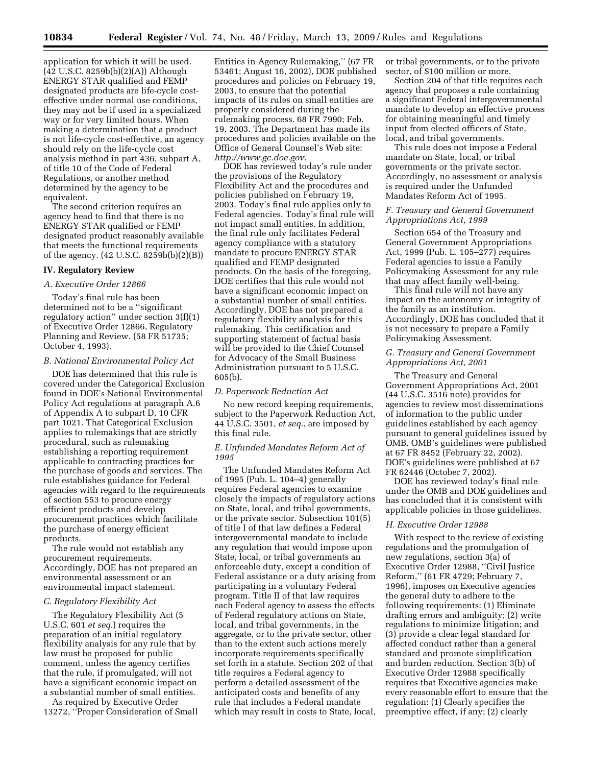application for which it will be used. (42 U.S.C. 8259b(b)(2)(A)) Although ENERGY STAR qualified and FEMP designated products are life-cycle cost-effective under normal use conditions, they may not be if used in a specialized way or for very limited hours. When making a determination that a product is not life-cycle cost-effective, an agency should rely on the life-cycle cost analysis method in part 436, subpart A, of title 10 of the Code of Federal Regulations, or another method determined by the agency to be equivalent.

The second criterion requires an agency head to find that there is no ENERGY STAR qualified or FEMP designated product reasonably available that meets the functional requirements of the agency. (42 U.S.C. 8259b(b)(2)(B))

## IV. Regulatory Review

### A. Executive Order 12866

Today's final rule has been determined not to be a ''significant regulatory action'' under section 3(f)(1) of Executive Order 12866, Regulatory Planning and Review. (58 FR 51735; October 4, 1993).

### B. National Environmental Policy Act

DOE has determined that this rule is covered under the Categorical Exclusion found in DOE's National Environmental Policy Act regulations at paragraph A.6 of Appendix A to subpart D, 10 CFR part 1021. That Categorical Exclusion applies to rulemakings that are strictly procedural, such as rulemaking establishing a reporting requirement applicable to contracting practices for the purchase of goods and services. The rule establishes guidance for Federal agencies with regard to the requirements of section 553 to procure energy efficient products and develop procurement practices which facilitate the purchase of energy efficient products.

The rule would not establish any procurement requirements. Accordingly, DOE has not prepared an environmental assessment or an environmental impact statement.

### C. Regulatory Flexibility Act

The Regulatory Flexibility Act (5 U.S.C. 601 *et seq.*) requires the preparation of an initial regulatory flexibility analysis for any rule that by law must be proposed for public comment, unless the agency certifies that the rule, if promulgated, will not have a significant economic impact on a substantial number of small entities.

As required by Executive Order 13272, ''Proper Consideration of Small Entities in Agency Rulemaking,'' (67 FR 53461; August 16, 2002), DOE published procedures and policies on February 19, 2003, to ensure that the potential impacts of its rules on small entities are properly considered during the rulemaking process. 68 FR 7990; Feb. 19, 2003. The Department has made its procedures and policies available on the Office of General Counsel's Web site: *http://www.gc.doe.gov.*

DOE has reviewed today's rule under the provisions of the Regulatory Flexibility Act and the procedures and policies published on February 19, 2003. Today's final rule applies only to Federal agencies. Today's final rule will not impact small entities. In addition, the final rule only facilitates Federal agency compliance with a statutory mandate to procure ENERGY STAR qualified and FEMP designated products. On the basis of the foregoing, DOE certifies that this rule would not have a significant economic impact on a substantial number of small entities. Accordingly, DOE has not prepared a regulatory flexibility analysis for this rulemaking. This certification and supporting statement of factual basis will be provided to the Chief Counsel for Advocacy of the Small Business Administration pursuant to 5 U.S.C. 605(b).

### D. Paperwork Reduction Act

No new record keeping requirements, subject to the Paperwork Reduction Act, 44 U.S.C. 3501, *et seq.*, are imposed by this final rule.

### E. Unfunded Mandates Reform Act of 1995

The Unfunded Mandates Reform Act of 1995 (Pub. L. 104–4) generally requires Federal agencies to examine closely the impacts of regulatory actions on State, local, and tribal governments, or the private sector. Subsection 101(5) of title I of that law defines a Federal intergovernmental mandate to include any regulation that would impose upon State, local, or tribal governments an enforceable duty, except a condition of Federal assistance or a duty arising from participating in a voluntary Federal program. Title II of that law requires each Federal agency to assess the effects of Federal regulatory actions on State, local, and tribal governments, in the aggregate, or to the private sector, other than to the extent such actions merely incorporate requirements specifically set forth in a statute. Section 202 of that title requires a Federal agency to perform a detailed assessment of the anticipated costs and benefits of any rule that includes a Federal mandate which may result in costs to State, local, or tribal governments, or to the private sector, of $100 million or more.

Section 204 of that title requires each agency that proposes a rule containing a significant Federal intergovernmental mandate to develop an effective process for obtaining meaningful and timely input from elected officers of State, local, and tribal governments.

This rule does not impose a Federal mandate on State, local, or tribal governments or the private sector. Accordingly, no assessment or analysis is required under the Unfunded Mandates Reform Act of 1995.

### F. Treasury and General Government Appropriations Act, 1999

Section 654 of the Treasury and General Government Appropriations Act, 1999 (Pub. L. 105–277) requires Federal agencies to issue a Family Policymaking Assessment for any rule that may affect family well-being.

This final rule will not have any impact on the autonomy or integrity of the family as an institution. Accordingly, DOE has concluded that it is not necessary to prepare a Family Policymaking Assessment.

### G. Treasury and General Government Appropriations Act, 2001

The Treasury and General Government Appropriations Act, 2001 (44 U.S.C. 3516 note) provides for agencies to review most disseminations of information to the public under guidelines established by each agency pursuant to general guidelines issued by OMB. OMB's guidelines were published at 67 FR 8452 (February 22, 2002). DOE's guidelines were published at 67 FR 62446 (October 7, 2002).

DOE has reviewed today's final rule under the OMB and DOE guidelines and has concluded that it is consistent with applicable policies in those guidelines.

### H. Executive Order 12988

With respect to the review of existing regulations and the promulgation of new regulations, section 3(a) of Executive Order 12988, ''Civil Justice Reform,'' (61 FR 4729; February 7, 1996), imposes on Executive agencies the general duty to adhere to the following requirements: (1) Eliminate drafting errors and ambiguity; (2) write regulations to minimize litigation; and (3) provide a clear legal standard for affected conduct rather than a general standard and promote simplification and burden reduction. Section 3(b) of Executive Order 12988 specifically requires that Executive agencies make every reasonable effort to ensure that the regulation: (1) Clearly specifies the preemptive effect, if any; (2) clearly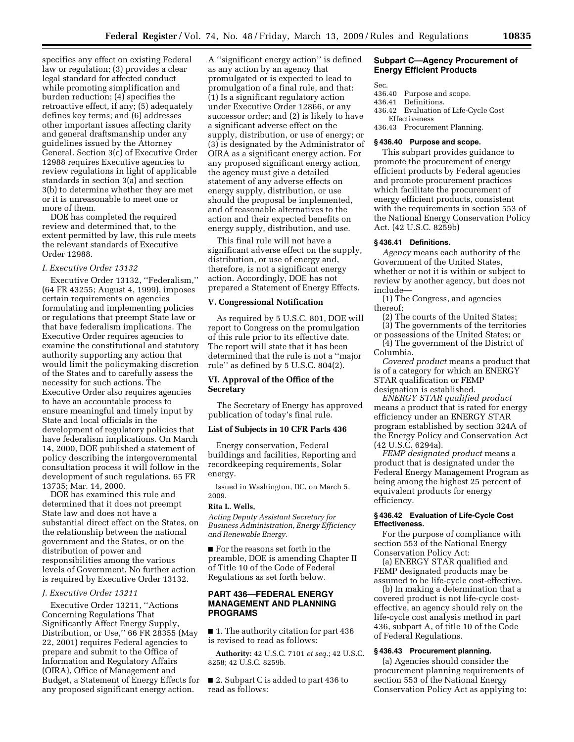specifies any effect on existing Federal law or regulation; (3) provides a clear legal standard for affected conduct while promoting simplification and burden reduction; (4) specifies the retroactive effect, if any; (5) adequately defines key terms; and (6) addresses other important issues affecting clarity and general draftsmanship under any guidelines issued by the Attorney General. Section 3(c) of Executive Order 12988 requires Executive agencies to review regulations in light of applicable standards in section 3(a) and section 3(b) to determine whether they are met or it is unreasonable to meet one or more of them.

DOE has completed the required review and determined that, to the extent permitted by law, this rule meets the relevant standards of Executive Order 12988.

*I. Executive Order 13132*

Executive Order 13132, ''Federalism,'' (64 FR 43255; August 4, 1999), imposes certain requirements on agencies formulating and implementing policies or regulations that preempt State law or that have federalism implications. The Executive Order requires agencies to examine the constitutional and statutory authority supporting any action that would limit the policymaking discretion of the States and to carefully assess the necessity for such actions. The Executive Order also requires agencies to have an accountable process to ensure meaningful and timely input by State and local officials in the development of regulatory policies that have federalism implications. On March 14, 2000, DOE published a statement of policy describing the intergovernmental consultation process it will follow in the development of such regulations. 65 FR 13735; Mar. 14, 2000.

DOE has examined this rule and determined that it does not preempt State law and does not have a substantial direct effect on the States, on the relationship between the national government and the States, or on the distribution of power and responsibilities among the various levels of Government. No further action is required by Executive Order 13132.

*J. Executive Order 13211*

Executive Order 13211, ''Actions Concerning Regulations That Significantly Affect Energy Supply, Distribution, or Use,'' 66 FR 28355 (May 22, 2001) requires Federal agencies to prepare and submit to the Office of Information and Regulatory Affairs (OIRA), Office of Management and Budget, a Statement of Energy Effects for any proposed significant energy action. A ''significant energy action'' is defined as any action by an agency that promulgated or is expected to lead to promulgation of a final rule, and that: (1) Is a significant regulatory action under Executive Order 12866, or any successor order; and (2) is likely to have a significant adverse effect on the supply, distribution, or use of energy; or (3) is designated by the Administrator of OIRA as a significant energy action. For any proposed significant energy action, the agency must give a detailed statement of any adverse effects on energy supply, distribution, or use should the proposal be implemented, and of reasonable alternatives to the action and their expected benefits on energy supply, distribution, and use.

This final rule will not have a significant adverse effect on the supply, distribution, or use of energy and, therefore, is not a significant energy action. Accordingly, DOE has not prepared a Statement of Energy Effects.

## V. Congressional Notification

As required by 5 U.S.C. 801, DOE will report to Congress on the promulgation of this rule prior to its effective date. The report will state that it has been determined that the rule is not a ''major rule'' as defined by 5 U.S.C. 804(2).

## VI. Approval of the Office of the Secretary

The Secretary of Energy has approved publication of today's final rule.

### List of Subjects in 10 CFR Parts 436

Energy conservation, Federal buildings and facilities, Reporting and recordkeeping requirements, Solar energy.

Issued in Washington, DC, on March 5, 2009.

**Rita L. Wells,**

*Acting Deputy Assistant Secretary for Business Administration, Energy Efficiency and Renewable Energy.*

■ For the reasons set forth in the preamble, DOE is amending Chapter II of Title 10 of the Code of Federal Regulations as set forth below.

## PART 436—FEDERAL ENERGY MANAGEMENT AND PLANNING PROGRAMS

■ 1. The authority citation for part 436 is revised to read as follows:

**Authority:** 42 U.S.C. 7101 *et seq.*; 42 U.S.C. 8258; 42 U.S.C. 8259b.

■ 2. Subpart C is added to part 436 to read as follows:

## Subpart C—Agency Procurement of Energy Efficient Products

Sec.
436.40 Purpose and scope.
436.41 Definitions.
436.42 Evaluation of Life-Cycle Cost Effectiveness
436.43 Procurement Planning.

### § 436.40 Purpose and scope.

This subpart provides guidance to promote the procurement of energy efficient products by Federal agencies and promote procurement practices which facilitate the procurement of energy efficient products, consistent with the requirements in section 553 of the National Energy Conservation Policy Act. (42 U.S.C. 8259b)

### § 436.41 Definitions.

*Agency* means each authority of the Government of the United States, whether or not it is within or subject to review by another agency, but does not include—

(1) The Congress, and agencies thereof;

(2) The courts of the United States;

(3) The governments of the territories or possessions of the United States; or

(4) The government of the District of Columbia.

*Covered product* means a product that is of a category for which an ENERGY STAR qualification or FEMP designation is established.

*ENERGY STAR qualified product* means a product that is rated for energy efficiency under an ENERGY STAR program established by section 324A of the Energy Policy and Conservation Act (42 U.S.C. 6294a).

*FEMP designated product* means a product that is designated under the Federal Energy Management Program as being among the highest 25 percent of equivalent products for energy efficiency.

### § 436.42 Evaluation of Life-Cycle Cost Effectiveness.

For the purpose of compliance with section 553 of the National Energy Conservation Policy Act:

(a) ENERGY STAR qualified and FEMP designated products may be assumed to be life-cycle cost-effective.

(b) In making a determination that a covered product is not life-cycle cost-effective, an agency should rely on the life-cycle cost analysis method in part 436, subpart A, of title 10 of the Code of Federal Regulations.

### § 436.43 Procurement planning.

(a) Agencies should consider the procurement planning requirements of section 553 of the National Energy Conservation Policy Act as applying to: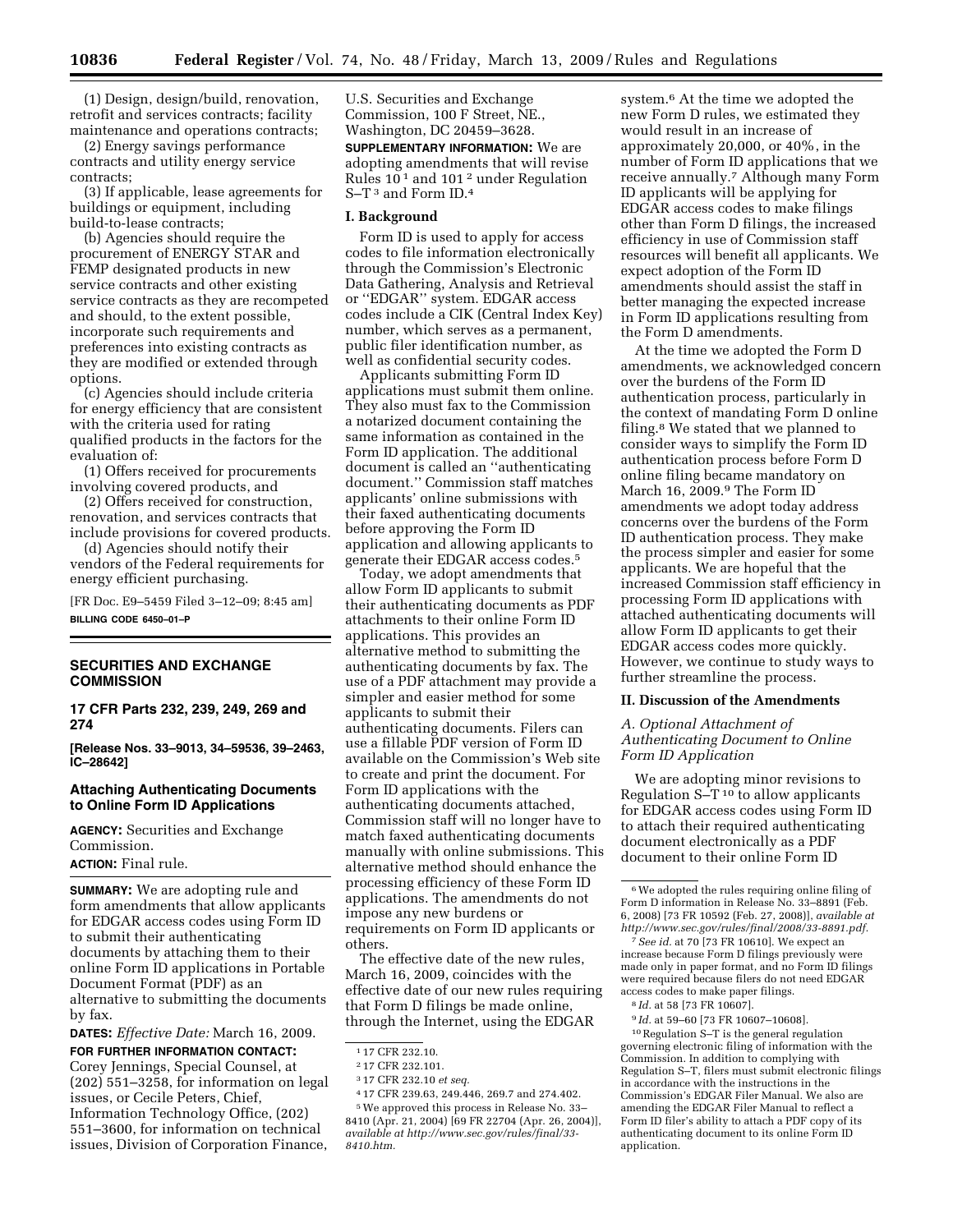(1) Design, design/build, renovation, retrofit and services contracts; facility maintenance and operations contracts;

(2) Energy savings performance contracts and utility energy service contracts;

(3) If applicable, lease agreements for buildings or equipment, including build-to-lease contracts;

(b) Agencies should require the procurement of ENERGY STAR and FEMP designated products in new service contracts and other existing service contracts as they are recompeted and should, to the extent possible, incorporate such requirements and preferences into existing contracts as they are modified or extended through options.

(c) Agencies should include criteria for energy efficiency that are consistent with the criteria used for rating qualified products in the factors for the evaluation of:

(1) Offers received for procurements involving covered products, and

(2) Offers received for construction, renovation, and services contracts that include provisions for covered products.

(d) Agencies should notify their vendors of the Federal requirements for energy efficient purchasing.

[FR Doc. E9–5459 Filed 3–12–09; 8:45 am]

**BILLING CODE 6450–01–P**

## SECURITIES AND EXCHANGE COMMISSION

### 17 CFR Parts 232, 239, 249, 269 and 274

**[Release Nos. 33–9013, 34–59536, 39–2463, IC–28642]**

### Attaching Authenticating Documents to Online Form ID Applications

**AGENCY:** Securities and Exchange Commission.

**ACTION:** Final rule.

**SUMMARY:** We are adopting rule and form amendments that allow applicants for EDGAR access codes using Form ID to submit their authenticating documents by attaching them to their online Form ID applications in Portable Document Format (PDF) as an alternative to submitting the documents by fax.

**DATES:** *Effective Date:* March 16, 2009.

**FOR FURTHER INFORMATION CONTACT:** Corey Jennings, Special Counsel, at (202) 551–3258, for information on legal issues, or Cecile Peters, Chief, Information Technology Office, (202) 551–3600, for information on technical issues, Division of Corporation Finance, U.S. Securities and Exchange Commission, 100 F Street, NE., Washington, DC 20459–3628.

**SUPPLEMENTARY INFORMATION:** We are adopting amendments that will revise Rules 10 [1] and 101 [2] under Regulation S–T [3] and Form ID.[4]

#### I. Background

Form ID is used to apply for access codes to file information electronically through the Commission's Electronic Data Gathering, Analysis and Retrieval or ''EDGAR'' system. EDGAR access codes include a CIK (Central Index Key) number, which serves as a permanent, public filer identification number, as well as confidential security codes.

Applicants submitting Form ID applications must submit them online. They also must fax to the Commission a notarized document containing the same information as contained in the Form ID application. The additional document is called an ''authenticating document.'' Commission staff matches applicants' online submissions with their faxed authenticating documents before approving the Form ID application and allowing applicants to generate their EDGAR access codes.[5]

Today, we adopt amendments that allow Form ID applicants to submit their authenticating documents as PDF attachments to their online Form ID applications. This provides an alternative method to submitting the authenticating documents by fax. The use of a PDF attachment may provide a simpler and easier method for some applicants to submit their authenticating documents. Filers can use a fillable PDF version of Form ID available on the Commission's Web site to create and print the document. For Form ID applications with the authenticating documents attached, Commission staff will no longer have to match faxed authenticating documents manually with online submissions. This alternative method should enhance the processing efficiency of these Form ID applications. The amendments do not impose any new burdens or requirements on Form ID applicants or others.

The effective date of the new rules, March 16, 2009, coincides with the effective date of our new rules requiring that Form D filings be made online, through the Internet, using the EDGAR system.[6] At the time we adopted the new Form D rules, we estimated they would result in an increase of approximately 20,000, or 40%, in the number of Form ID applications that we receive annually.[7] Although many Form ID applicants will be applying for EDGAR access codes to make filings other than Form D filings, the increased efficiency in use of Commission staff resources will benefit all applicants. We expect adoption of the Form ID amendments should assist the staff in better managing the expected increase in Form ID applications resulting from the Form D amendments.

At the time we adopted the Form D amendments, we acknowledged concern over the burdens of the Form ID authentication process, particularly in the context of mandating Form D online filing.[8] We stated that we planned to consider ways to simplify the Form ID authentication process before Form D online filing became mandatory on March 16, 2009.[9] The Form ID amendments we adopt today address concerns over the burdens of the Form ID authentication process. They make the process simpler and easier for some applicants. We are hopeful that the increased Commission staff efficiency in processing Form ID applications with attached authenticating documents will allow Form ID applicants to get their EDGAR access codes more quickly. However, we continue to study ways to further streamline the process.

#### II. Discussion of the Amendments

##### *A. Optional Attachment of Authenticating Document to Online Form ID Application*

We are adopting minor revisions to Regulation S–T [10] to allow applicants for EDGAR access codes using Form ID to attach their required authenticating document electronically as a PDF document to their online Form ID

---

[1] 17 CFR 232.10.

[2] 17 CFR 232.101.

[3] 17 CFR 232.10 *et seq.*

[4] 17 CFR 239.63, 249.446, 269.7 and 274.402.

[5] We approved this process in Release No. 33–8410 (Apr. 21, 2004) [69 FR 22704 (Apr. 26, 2004)], *available at http://www.sec.gov/rules/final/33-8410.htm.*

[6] We adopted the rules requiring online filing of Form D information in Release No. 33–8891 (Feb. 6, 2008) [73 FR 10592 (Feb. 27, 2008)], *available at http://www.sec.gov/rules/final/2008/33-8891.pdf.*

[7] *See id.* at 70 [73 FR 10610]. We expect an increase because Form D filings previously were made only in paper format, and no Form ID filings were required because filers do not need EDGAR access codes to make paper filings.

[8] *Id.* at 58 [73 FR 10607].

[9] *Id.* at 59–60 [73 FR 10607–10608].

[10] Regulation S–T is the general regulation governing electronic filing of information with the Commission. In addition to complying with Regulation S–T, filers must submit electronic filings in accordance with the instructions in the Commission's EDGAR Filer Manual. We also are amending the EDGAR Filer Manual to reflect a Form ID filer's ability to attach a PDF copy of its authenticating document to its online Form ID application.